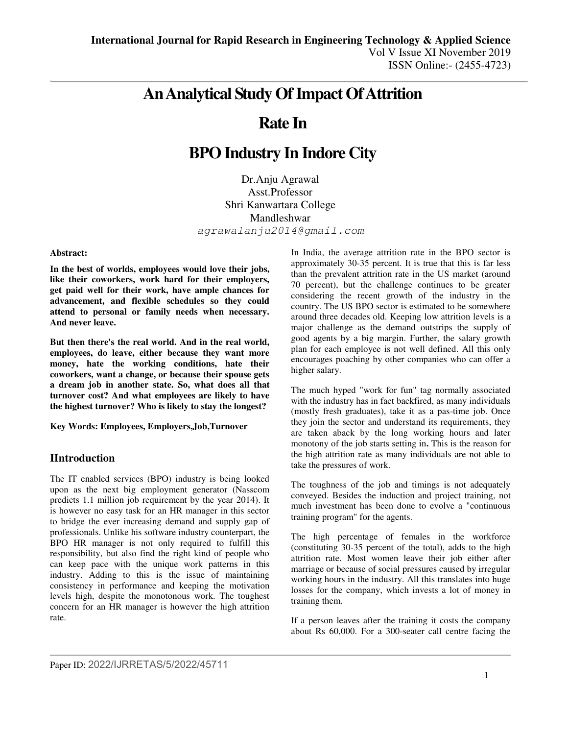# An Analytical Study Of Impact Of Attrition Rate In BPO Industry In Indore City

Dr.Anju Agrawal
Asst.Professor
Shri Kanwartara College
Mandleshwar
agrawalanju2014@gmail.com

**Abstract:**

**In the best of worlds, employees would love their jobs, like their coworkers, work hard for their employers, get paid well for their work, have ample chances for advancement, and flexible schedules so they could attend to personal or family needs when necessary. And never leave.**

**But then there's the real world. And in the real world, employees, do leave, either because they want more money, hate the working conditions, hate their coworkers, want a change, or because their spouse gets a dream job in another state. So, what does all that turnover cost? And what employees are likely to have the highest turnover? Who is likely to stay the longest?**

**Key Words: Employees, Employers,Job,Turnover**

## IIntroduction

The IT enabled services (BPO) industry is being looked upon as the next big employment generator (Nasscom predicts 1.1 million job requirement by the year 2014). It is however no easy task for an HR manager in this sector to bridge the ever increasing demand and supply gap of professionals. Unlike his software industry counterpart, the BPO HR manager is not only required to fulfill this responsibility, but also find the right kind of people who can keep pace with the unique work patterns in this industry. Adding to this is the issue of maintaining consistency in performance and keeping the motivation levels high, despite the monotonous work. The toughest concern for an HR manager is however the high attrition rate.

In India, the average attrition rate in the BPO sector is approximately 30-35 percent. It is true that this is far less than the prevalent attrition rate in the US market (around 70 percent), but the challenge continues to be greater considering the recent growth of the industry in the country. The US BPO sector is estimated to be somewhere around three decades old. Keeping low attrition levels is a major challenge as the demand outstrips the supply of good agents by a big margin. Further, the salary growth plan for each employee is not well defined. All this only encourages poaching by other companies who can offer a higher salary.

The much hyped "work for fun" tag normally associated with the industry has in fact backfired, as many individuals (mostly fresh graduates), take it as a pas-time job. Once they join the sector and understand its requirements, they are taken aback by the long working hours and later monotony of the job starts setting in**.** This is the reason for the high attrition rate as many individuals are not able to take the pressures of work.

The toughness of the job and timings is not adequately conveyed. Besides the induction and project training, not much investment has been done to evolve a "continuous training program" for the agents.

The high percentage of females in the workforce (constituting 30-35 percent of the total), adds to the high attrition rate. Most women leave their job either after marriage or because of social pressures caused by irregular working hours in the industry. All this translates into huge losses for the company, which invests a lot of money in training them.

If a person leaves after the training it costs the company about Rs 60,000. For a 300-seater call centre facing the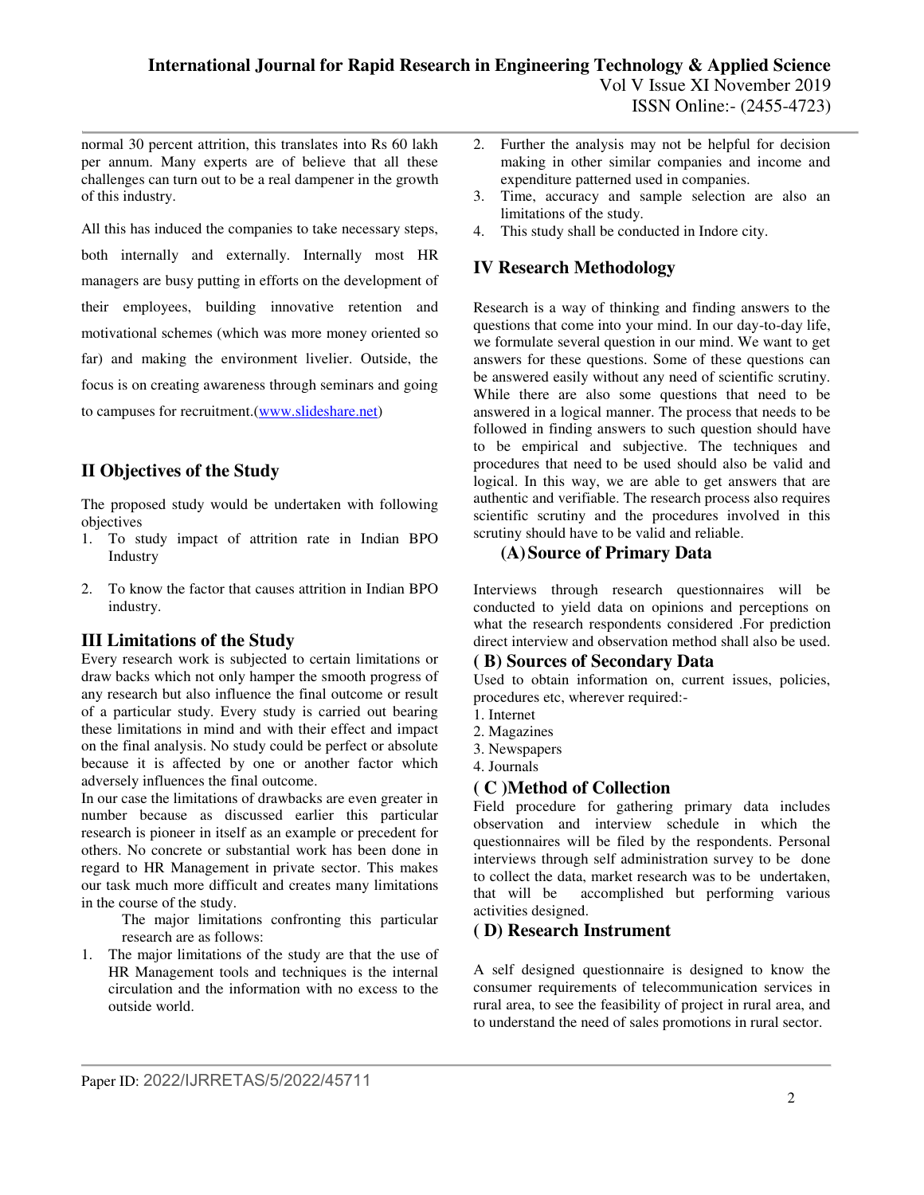normal 30 percent attrition, this translates into Rs 60 lakh per annum. Many experts are of believe that all these challenges can turn out to be a real dampener in the growth of this industry.

All this has induced the companies to take necessary steps, both internally and externally. Internally most HR managers are busy putting in efforts on the development of their employees, building innovative retention and motivational schemes (which was more money oriented so far) and making the environment livelier. Outside, the focus is on creating awareness through seminars and going to campuses for recruitment.(www.slideshare.net)

## II Objectives of the Study

The proposed study would be undertaken with following objectives

1. To study impact of attrition rate in Indian BPO Industry
2. To know the factor that causes attrition in Indian BPO industry.

## III Limitations of the Study

Every research work is subjected to certain limitations or draw backs which not only hamper the smooth progress of any research but also influence the final outcome or result of a particular study. Every study is carried out bearing these limitations in mind and with their effect and impact on the final analysis. No study could be perfect or absolute because it is affected by one or another factor which adversely influences the final outcome.

In our case the limitations of drawbacks are even greater in number because as discussed earlier this particular research is pioneer in itself as an example or precedent for others. No concrete or substantial work has been done in regard to HR Management in private sector. This makes our task much more difficult and creates many limitations in the course of the study.

The major limitations confronting this particular research are as follows:

1. The major limitations of the study are that the use of HR Management tools and techniques is the internal circulation and the information with no excess to the outside world.
2. Further the analysis may not be helpful for decision making in other similar companies and income and expenditure patterned used in companies.
3. Time, accuracy and sample selection are also an limitations of the study.
4. This study shall be conducted in Indore city.

## IV Research Methodology

Research is a way of thinking and finding answers to the questions that come into your mind. In our day-to-day life, we formulate several question in our mind. We want to get answers for these questions. Some of these questions can be answered easily without any need of scientific scrutiny. While there are also some questions that need to be answered in a logical manner. The process that needs to be followed in finding answers to such question should have to be empirical and subjective. The techniques and procedures that need to be used should also be valid and logical. In this way, we are able to get answers that are authentic and verifiable. The research process also requires scientific scrutiny and the procedures involved in this scrutiny should have to be valid and reliable.

### (A) Source of Primary Data

Interviews through research questionnaires will be conducted to yield data on opinions and perceptions on what the research respondents considered .For prediction direct interview and observation method shall also be used.

### ( B) Sources of Secondary Data

Used to obtain information on, current issues, policies, procedures etc, wherever required:-

1. Internet
2. Magazines
3. Newspapers
4. Journals

### ( C )Method of Collection

Field procedure for gathering primary data includes observation and interview schedule in which the questionnaires will be filed by the respondents. Personal interviews through self administration survey to be done to collect the data, market research was to be undertaken, that will be accomplished but performing various activities designed.

### ( D) Research Instrument

A self designed questionnaire is designed to know the consumer requirements of telecommunication services in rural area, to see the feasibility of project in rural area, and to understand the need of sales promotions in rural sector.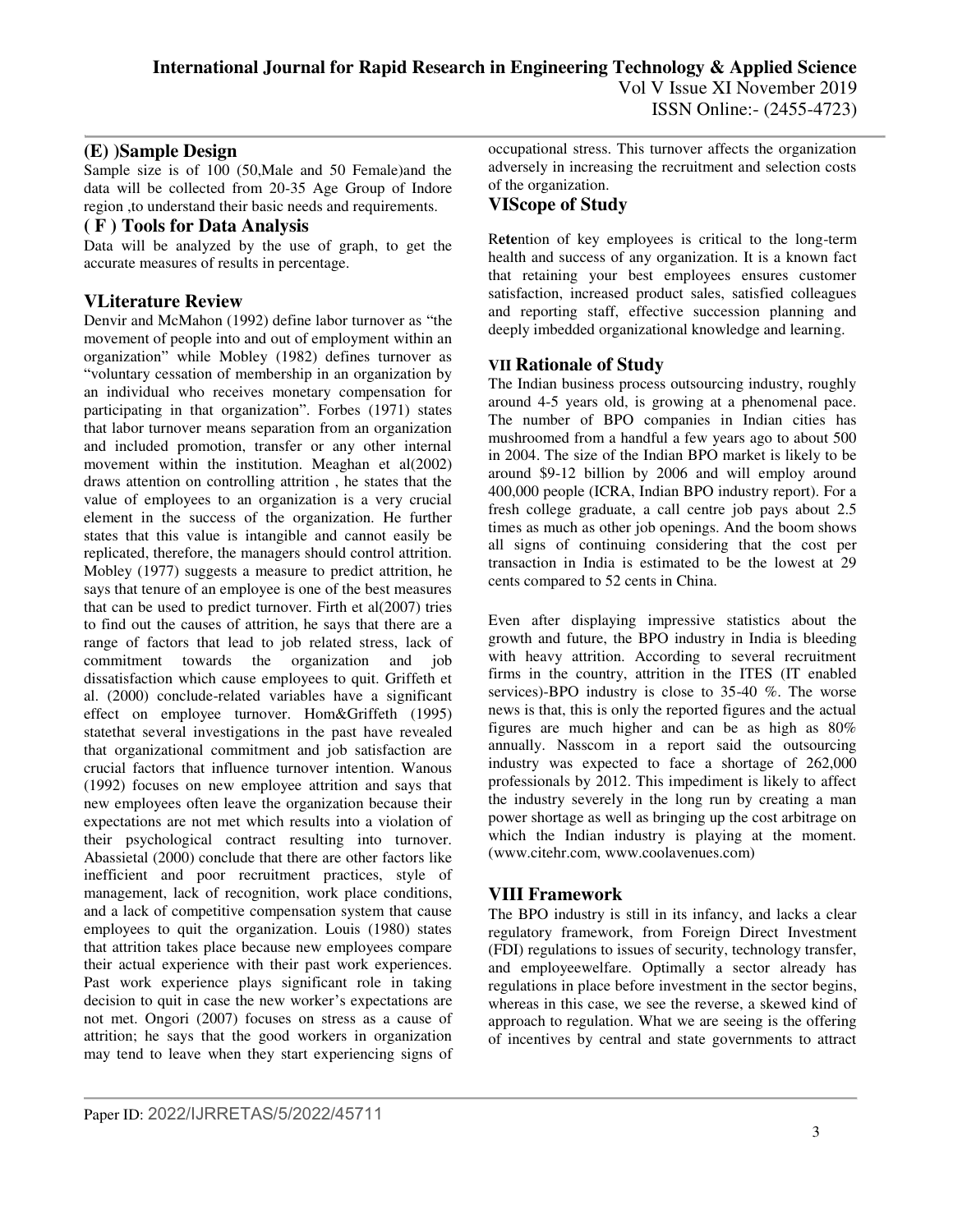### (E) )Sample Design

Sample size is of 100 (50,Male and 50 Female)and the data will be collected from 20-35 Age Group of Indore region ,to understand their basic needs and requirements.

### ( F ) Tools for Data Analysis

Data will be analyzed by the use of graph, to get the accurate measures of results in percentage.

## VLiterature Review

Denvir and McMahon (1992) define labor turnover as "the movement of people into and out of employment within an organization" while Mobley (1982) defines turnover as "voluntary cessation of membership in an organization by an individual who receives monetary compensation for participating in that organization". Forbes (1971) states that labor turnover means separation from an organization and included promotion, transfer or any other internal movement within the institution. Meaghan et al(2002) draws attention on controlling attrition , he states that the value of employees to an organization is a very crucial element in the success of the organization. He further states that this value is intangible and cannot easily be replicated, therefore, the managers should control attrition. Mobley (1977) suggests a measure to predict attrition, he says that tenure of an employee is one of the best measures that can be used to predict turnover. Firth et al(2007) tries to find out the causes of attrition, he says that there are a range of factors that lead to job related stress, lack of commitment towards the organization and job dissatisfaction which cause employees to quit. Griffeth et al. (2000) conclude-related variables have a significant effect on employee turnover. Hom&Griffeth (1995) statethat several investigations in the past have revealed that organizational commitment and job satisfaction are crucial factors that influence turnover intention. Wanous (1992) focuses on new employee attrition and says that new employees often leave the organization because their expectations are not met which results into a violation of their psychological contract resulting into turnover. Abassietal (2000) conclude that there are other factors like inefficient and poor recruitment practices, style of management, lack of recognition, work place conditions, and a lack of competitive compensation system that cause employees to quit the organization. Louis (1980) states that attrition takes place because new employees compare their actual experience with their past work experiences. Past work experience plays significant role in taking decision to quit in case the new worker's expectations are not met. Ongori (2007) focuses on stress as a cause of attrition; he says that the good workers in organization may tend to leave when they start experiencing signs of occupational stress. This turnover affects the organization adversely in increasing the recruitment and selection costs of the organization.

## VIScope of Study

**Rete**ntion of key employees is critical to the long-term health and success of any organization. It is a known fact that retaining your best employees ensures customer satisfaction, increased product sales, satisfied colleagues and reporting staff, effective succession planning and deeply imbedded organizational knowledge and learning.

## VII Rationale of Study

The Indian business process outsourcing industry, roughly around 4-5 years old, is growing at a phenomenal pace. The number of BPO companies in Indian cities has mushroomed from a handful a few years ago to about 500 in 2004. The size of the Indian BPO market is likely to be around $9-12 billion by 2006 and will employ around 400,000 people (ICRA, Indian BPO industry report). For a fresh college graduate, a call centre job pays about 2.5 times as much as other job openings. And the boom shows all signs of continuing considering that the cost per transaction in India is estimated to be the lowest at 29 cents compared to 52 cents in China.

Even after displaying impressive statistics about the growth and future, the BPO industry in India is bleeding with heavy attrition. According to several recruitment firms in the country, attrition in the ITES (IT enabled services)-BPO industry is close to 35-40 %. The worse news is that, this is only the reported figures and the actual figures are much higher and can be as high as 80% annually. Nasscom in a report said the outsourcing industry was expected to face a shortage of 262,000 professionals by 2012. This impediment is likely to affect the industry severely in the long run by creating a man power shortage as well as bringing up the cost arbitrage on which the Indian industry is playing at the moment. (www.citehr.com, www.coolavenues.com)

## VIII Framework

The BPO industry is still in its infancy, and lacks a clear regulatory framework, from Foreign Direct Investment (FDI) regulations to issues of security, technology transfer, and employeewelfare. Optimally a sector already has regulations in place before investment in the sector begins, whereas in this case, we see the reverse, a skewed kind of approach to regulation. What we are seeing is the offering of incentives by central and state governments to attract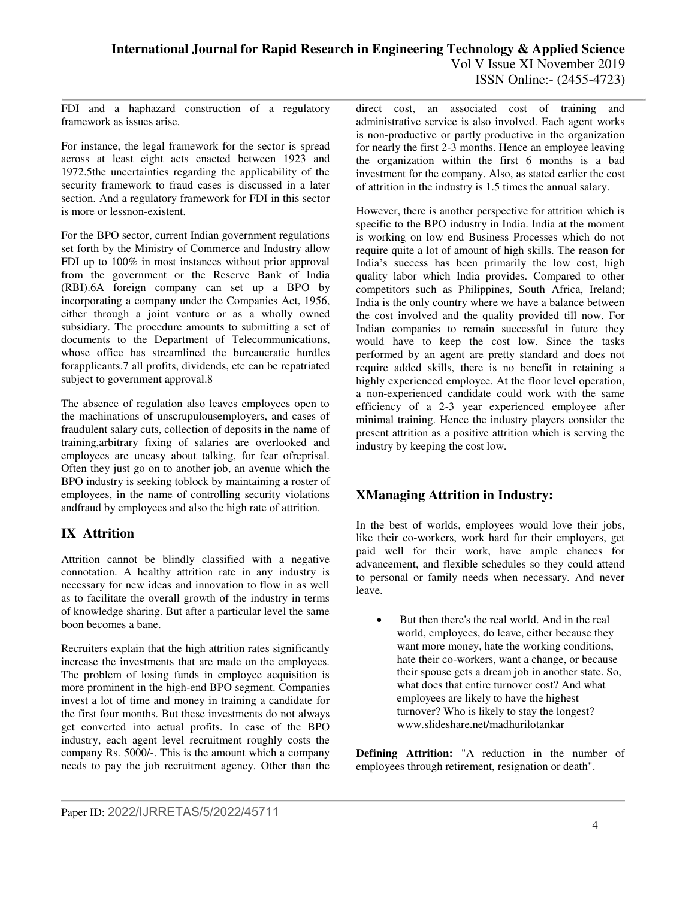FDI and a haphazard construction of a regulatory framework as issues arise.

For instance, the legal framework for the sector is spread across at least eight acts enacted between 1923 and 1972.5the uncertainties regarding the applicability of the security framework to fraud cases is discussed in a later section. And a regulatory framework for FDI in this sector is more or lessnon-existent.

For the BPO sector, current Indian government regulations set forth by the Ministry of Commerce and Industry allow FDI up to 100% in most instances without prior approval from the government or the Reserve Bank of India (RBI).6A foreign company can set up a BPO by incorporating a company under the Companies Act, 1956, either through a joint venture or as a wholly owned subsidiary. The procedure amounts to submitting a set of documents to the Department of Telecommunications, whose office has streamlined the bureaucratic hurdles forapplicants.7 all profits, dividends, etc can be repatriated subject to government approval.8

The absence of regulation also leaves employees open to the machinations of unscrupulousemployers, and cases of fraudulent salary cuts, collection of deposits in the name of training,arbitrary fixing of salaries are overlooked and employees are uneasy about talking, for fear ofreprisal. Often they just go on to another job, an avenue which the BPO industry is seeking toblock by maintaining a roster of employees, in the name of controlling security violations andfraud by employees and also the high rate of attrition.

## IX Attrition

Attrition cannot be blindly classified with a negative connotation. A healthy attrition rate in any industry is necessary for new ideas and innovation to flow in as well as to facilitate the overall growth of the industry in terms of knowledge sharing. But after a particular level the same boon becomes a bane.

Recruiters explain that the high attrition rates significantly increase the investments that are made on the employees. The problem of losing funds in employee acquisition is more prominent in the high-end BPO segment. Companies invest a lot of time and money in training a candidate for the first four months. But these investments do not always get converted into actual profits. In case of the BPO industry, each agent level recruitment roughly costs the company Rs. 5000/-. This is the amount which a company needs to pay the job recruitment agency. Other than the direct cost, an associated cost of training and administrative service is also involved. Each agent works is non-productive or partly productive in the organization for nearly the first 2-3 months. Hence an employee leaving the organization within the first 6 months is a bad investment for the company. Also, as stated earlier the cost of attrition in the industry is 1.5 times the annual salary.

However, there is another perspective for attrition which is specific to the BPO industry in India. India at the moment is working on low end Business Processes which do not require quite a lot of amount of high skills. The reason for India's success has been primarily the low cost, high quality labor which India provides. Compared to other competitors such as Philippines, South Africa, Ireland; India is the only country where we have a balance between the cost involved and the quality provided till now. For Indian companies to remain successful in future they would have to keep the cost low. Since the tasks performed by an agent are pretty standard and does not require added skills, there is no benefit in retaining a highly experienced employee. At the floor level operation, a non-experienced candidate could work with the same efficiency of a 2-3 year experienced employee after minimal training. Hence the industry players consider the present attrition as a positive attrition which is serving the industry by keeping the cost low.

## XManaging Attrition in Industry:

In the best of worlds, employees would love their jobs, like their co-workers, work hard for their employers, get paid well for their work, have ample chances for advancement, and flexible schedules so they could attend to personal or family needs when necessary. And never leave.

- But then there's the real world. And in the real world, employees, do leave, either because they want more money, hate the working conditions, hate their co-workers, want a change, or because their spouse gets a dream job in another state. So, what does that entire turnover cost? And what employees are likely to have the highest turnover? Who is likely to stay the longest? www.slideshare.net/madhurilotankar

**Defining Attrition:** "A reduction in the number of employees through retirement, resignation or death".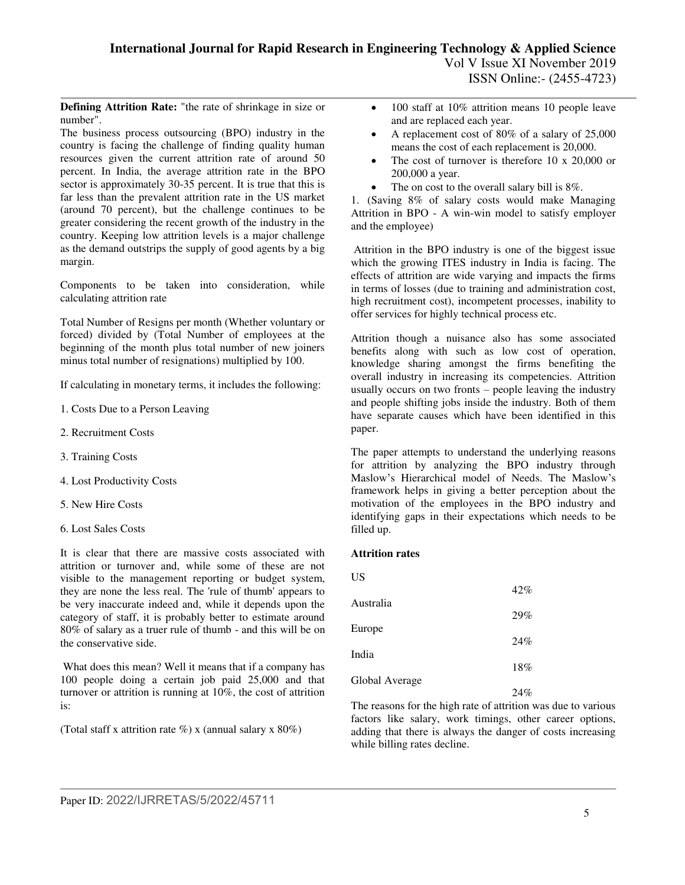**Defining Attrition Rate:** "the rate of shrinkage in size or number".

The business process outsourcing (BPO) industry in the country is facing the challenge of finding quality human resources given the current attrition rate of around 50 percent. In India, the average attrition rate in the BPO sector is approximately 30-35 percent. It is true that this is far less than the prevalent attrition rate in the US market (around 70 percent), but the challenge continues to be greater considering the recent growth of the industry in the country. Keeping low attrition levels is a major challenge as the demand outstrips the supply of good agents by a big margin.

Components to be taken into consideration, while calculating attrition rate

Total Number of Resigns per month (Whether voluntary or forced) divided by (Total Number of employees at the beginning of the month plus total number of new joiners minus total number of resignations) multiplied by 100.

If calculating in monetary terms, it includes the following:

1. Costs Due to a Person Leaving

2. Recruitment Costs

3. Training Costs

4. Lost Productivity Costs

5. New Hire Costs

6. Lost Sales Costs

It is clear that there are massive costs associated with attrition or turnover and, while some of these are not visible to the management reporting or budget system, they are none the less real. The 'rule of thumb' appears to be very inaccurate indeed and, while it depends upon the category of staff, it is probably better to estimate around 80% of salary as a truer rule of thumb - and this will be on the conservative side.

What does this mean? Well it means that if a company has 100 people doing a certain job paid 25,000 and that turnover or attrition is running at 10%, the cost of attrition is:

(Total staff x attrition rate %) x (annual salary x 80%)

- 100 staff at 10% attrition means 10 people leave and are replaced each year.
- A replacement cost of 80% of a salary of 25,000 means the cost of each replacement is 20,000.
- The cost of turnover is therefore 10 x 20,000 or 200,000 a year.
- The on cost to the overall salary bill is 8%.

1. (Saving 8% of salary costs would make Managing Attrition in BPO - A win-win model to satisfy employer and the employee)

Attrition in the BPO industry is one of the biggest issue which the growing ITES industry in India is facing. The effects of attrition are wide varying and impacts the firms in terms of losses (due to training and administration cost, high recruitment cost), incompetent processes, inability to offer services for highly technical process etc.

Attrition though a nuisance also has some associated benefits along with such as low cost of operation, knowledge sharing amongst the firms benefiting the overall industry in increasing its competencies. Attrition usually occurs on two fronts – people leaving the industry and people shifting jobs inside the industry. Both of them have separate causes which have been identified in this paper.

The paper attempts to understand the underlying reasons for attrition by analyzing the BPO industry through Maslow's Hierarchical model of Needs. The Maslow's framework helps in giving a better perception about the motivation of the employees in the BPO industry and identifying gaps in their expectations which needs to be filled up.

**Attrition rates**

| Region | Rate |
|---|---|
| US | 42% |
| Australia | 29% |
| Europe | 24% |
| India | 18% |
| Global Average | 24% |

The reasons for the high rate of attrition was due to various factors like salary, work timings, other career options, adding that there is always the danger of costs increasing while billing rates decline.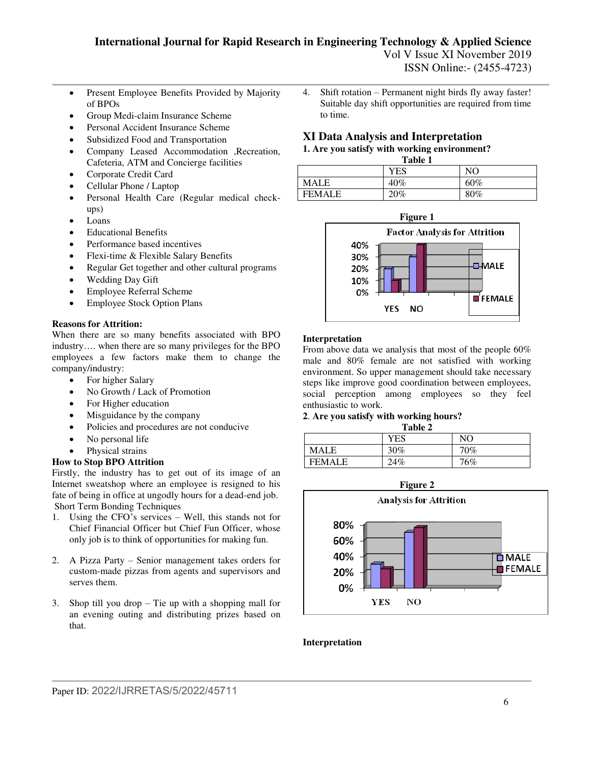- Present Employee Benefits Provided by Majority of BPOs
- Group Medi-claim Insurance Scheme
- Personal Accident Insurance Scheme
- Subsidized Food and Transportation
- Company Leased Accommodation ,Recreation, Cafeteria, ATM and Concierge facilities
- Corporate Credit Card
- Cellular Phone / Laptop
- Personal Health Care (Regular medical check-ups)
- Loans
- Educational Benefits
- Performance based incentives
- Flexi-time & Flexible Salary Benefits
- Regular Get together and other cultural programs
- Wedding Day Gift
- Employee Referral Scheme
- Employee Stock Option Plans

**Reasons for Attrition:**

When there are so many benefits associated with BPO industry…. when there are so many privileges for the BPO employees a few factors make them to change the company/industry:

- For higher Salary
- No Growth / Lack of Promotion
- For Higher education
- Misguidance by the company
- Policies and procedures are not conducive
- No personal life
- Physical strains

**How to Stop BPO Attrition**

Firstly, the industry has to get out of its image of an Internet sweatshop where an employee is resigned to his fate of being in office at ungodly hours for a dead-end job.

Short Term Bonding Techniques

1. Using the CFO's services – Well, this stands not for Chief Financial Officer but Chief Fun Officer, whose only job is to think of opportunities for making fun.

2. A Pizza Party – Senior management takes orders for custom-made pizzas from agents and supervisors and serves them.

3. Shop till you drop – Tie up with a shopping mall for an evening outing and distributing prizes based on that.

4. Shift rotation – Permanent night birds fly away faster! Suitable day shift opportunities are required from time to time.

## XI Data Analysis and Interpretation

**1. Are you satisfy with working environment?**

**Table 1**

| | YES | NO |
|---|---|---|
| MALE | 40% | 60% |
| FEMALE | 20% | 80% |

**Figure 1**

**Interpretation**

From above data we analysis that most of the people 60% male and 80% female are not satisfied with working environment. So upper management should take necessary steps like improve good coordination between employees, social perception among employees so they feel enthusiastic to work.

**2. Are you satisfy with working hours?**

**Table 2**

| | YES | NO |
|---|---|---|
| MALE | 30% | 70% |
| FEMALE | 24% | 76% |

**Figure 2**

**Interpretation**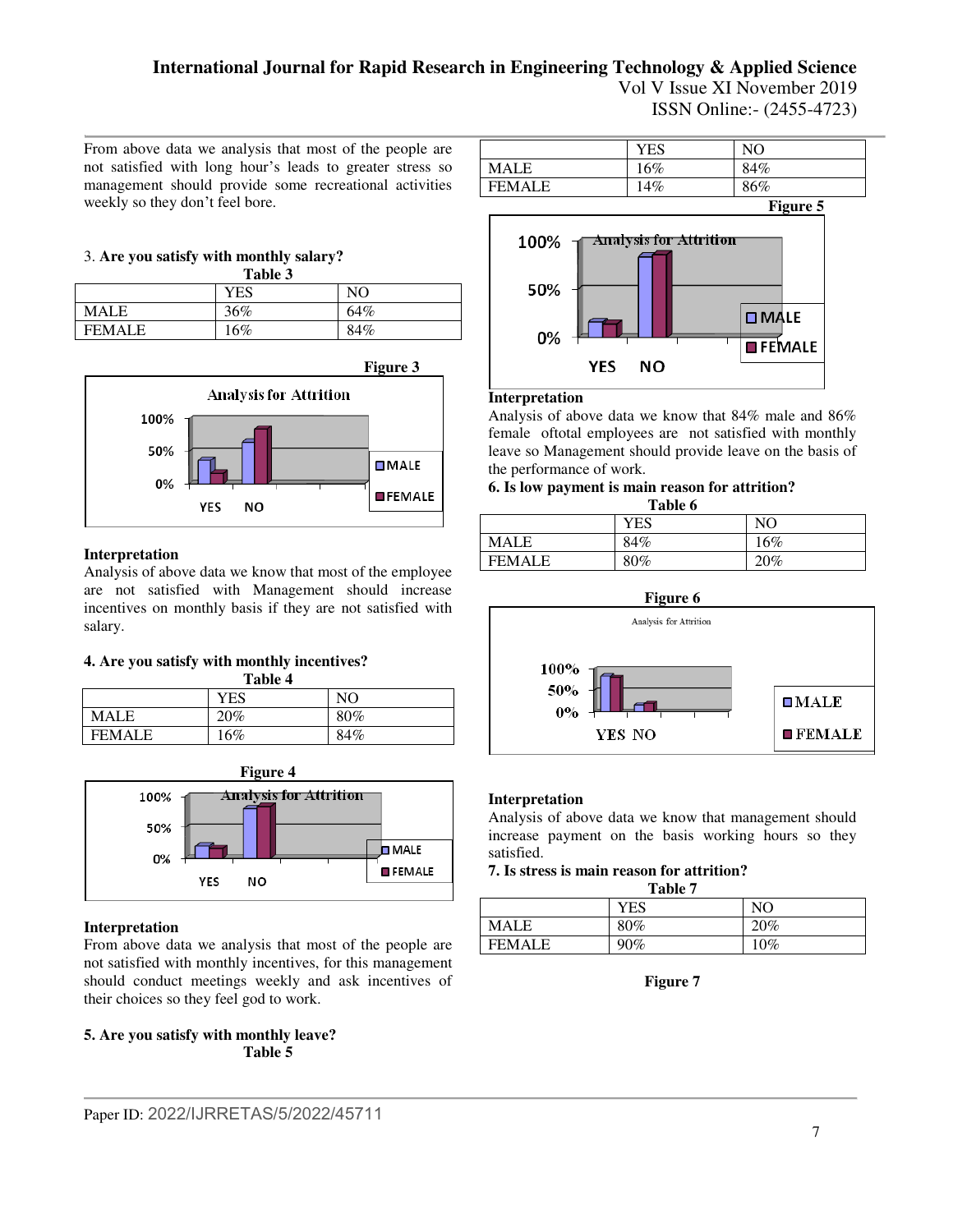From above data we analysis that most of the people are not satisfied with long hour's leads to greater stress so management should provide some recreational activities weekly so they don't feel bore.

3. **Are you satisfy with monthly salary?**

**Table 3**

| | YES | NO |
|---|---|---|
| MALE | 36% | 64% |
| FEMALE | 16% | 84% |

**Figure 3**

**Interpretation**

Analysis of above data we know that most of the employee are not satisfied with Management should increase incentives on monthly basis if they are not satisfied with salary.

**4. Are you satisfy with monthly incentives?**

**Table 4**

| | YES | NO |
|---|---|---|
| MALE | 20% | 80% |
| FEMALE | 16% | 84% |

**Figure 4**

**Interpretation**

From above data we analysis that most of the people are not satisfied with monthly incentives, for this management should conduct meetings weekly and ask incentives of their choices so they feel god to work.

**5. Are you satisfy with monthly leave?**

**Table 5**

| | YES | NO |
|---|---|---|
| MALE | 16% | 84% |
| FEMALE | 14% | 86% |

**Figure 5**

**Interpretation**

Analysis of above data we know that 84% male and 86% female oftotal employees are not satisfied with monthly leave so Management should provide leave on the basis of the performance of work.

**6. Is low payment is main reason for attrition?**

**Table 6**

| | YES | NO |
|---|---|---|
| MALE | 84% | 16% |
| FEMALE | 80% | 20% |

**Figure 6**

**Interpretation**

Analysis of above data we know that management should increase payment on the basis working hours so they satisfied.

**7. Is stress is main reason for attrition?**

**Table 7**

| | YES | NO |
|---|---|---|
| MALE | 80% | 20% |
| FEMALE | 90% | 10% |

**Figure 7**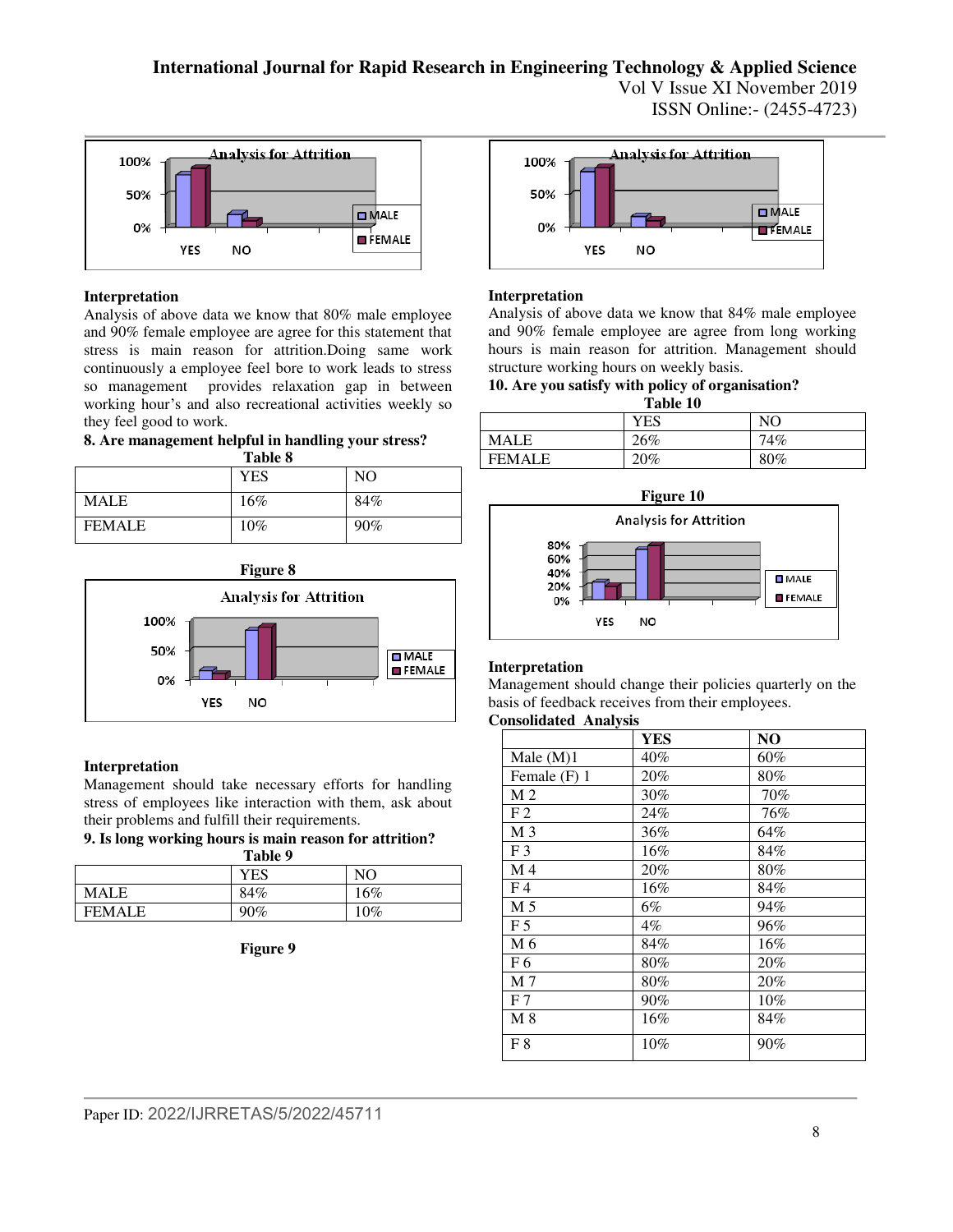**Interpretation**

Analysis of above data we know that 80% male employee and 90% female employee are agree for this statement that stress is main reason for attrition.Doing same work continuously a employee feel bore to work leads to stress so management provides relaxation gap in between working hour's and also recreational activities weekly so they feel good to work.

**8. Are management helpful in handling your stress?**

**Table 8**

| | YES | NO |
|---|---|---|
| MALE | 16% | 84% |
| FEMALE | 10% | 90% |

**Figure 8**

**Interpretation**

Management should take necessary efforts for handling stress of employees like interaction with them, ask about their problems and fulfill their requirements.

**9. Is long working hours is main reason for attrition?**

**Table 9**

| | YES | NO |
|---|---|---|
| MALE | 84% | 16% |
| FEMALE | 90% | 10% |

**Figure 9**

**Interpretation**

Analysis of above data we know that 84% male employee and 90% female employee are agree from long working hours is main reason for attrition. Management should structure working hours on weekly basis.

**10. Are you satisfy with policy of organisation?**

**Table 10**

| | YES | NO |
|---|---|---|
| MALE | 26% | 74% |
| FEMALE | 20% | 80% |

**Figure 10**

**Interpretation**

Management should change their policies quarterly on the basis of feedback receives from their employees.

**Consolidated Analysis**

| | **YES** | **NO** |
|---|---|---|
| Male (M)1 | 40% | 60% |
| Female (F) 1 | 20% | 80% |
| M 2 | 30% | 70% |
| F 2 | 24% | 76% |
| M 3 | 36% | 64% |
| F 3 | 16% | 84% |
| M 4 | 20% | 80% |
| F 4 | 16% | 84% |
| M 5 | 6% | 94% |
| F 5 | 4% | 96% |
| M 6 | 84% | 16% |
| F 6 | 80% | 20% |
| M 7 | 80% | 20% |
| F 7 | 90% | 10% |
| M 8 | 16% | 84% |
| F 8 | 10% | 90% |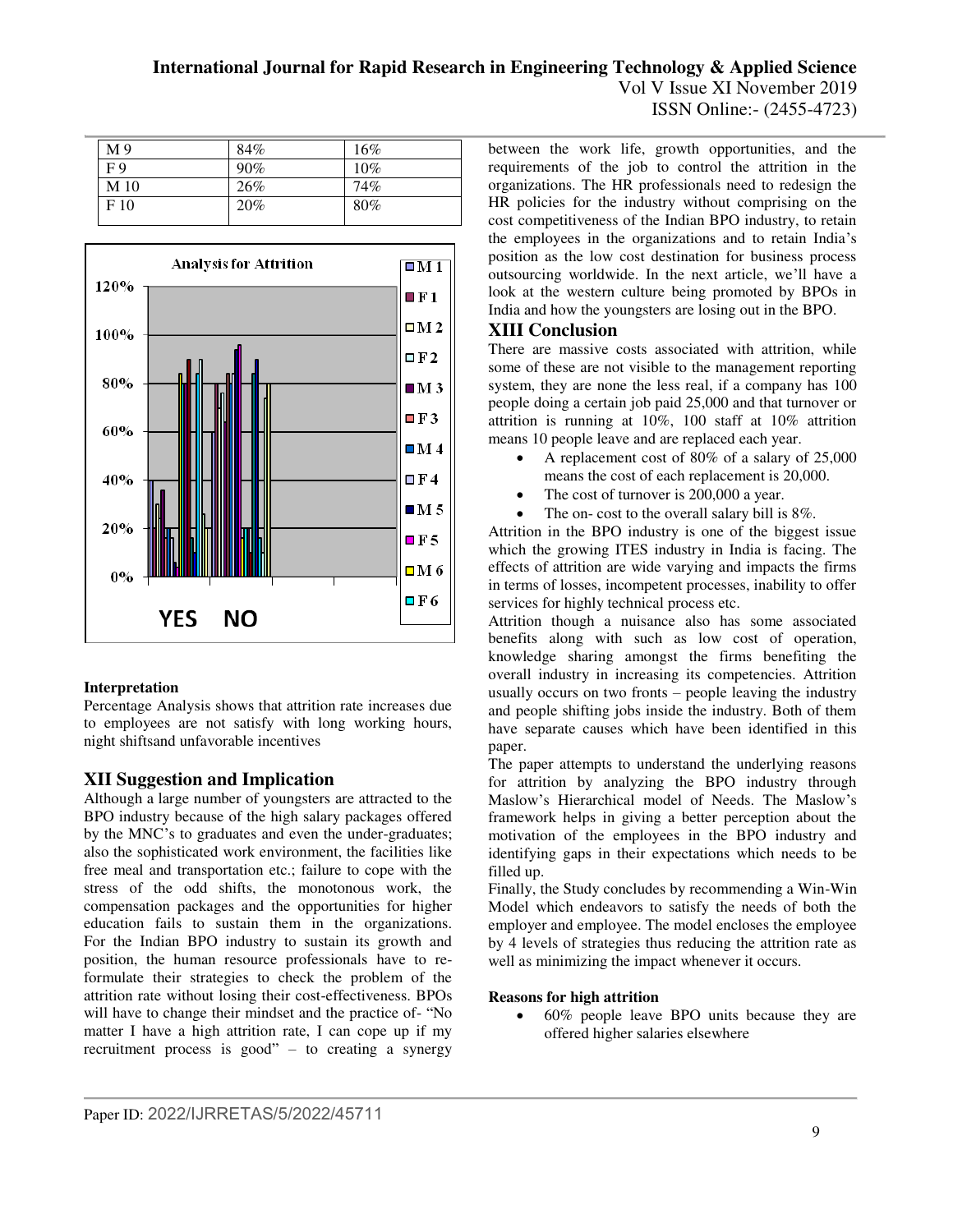| M 9 | 84% | 16% |
|---|---|---|
| F 9 | 90% | 10% |
| M 10 | 26% | 74% |
| F 10 | 20% | 80% |

**Interpretation**

Percentage Analysis shows that attrition rate increases due to employees are not satisfy with long working hours, night shiftsand unfavorable incentives

## XII Suggestion and Implication

Although a large number of youngsters are attracted to the BPO industry because of the high salary packages offered by the MNC's to graduates and even the under-graduates; also the sophisticated work environment, the facilities like free meal and transportation etc.; failure to cope with the stress of the odd shifts, the monotonous work, the compensation packages and the opportunities for higher education fails to sustain them in the organizations. For the Indian BPO industry to sustain its growth and position, the human resource professionals have to re-formulate their strategies to check the problem of the attrition rate without losing their cost-effectiveness. BPOs will have to change their mindset and the practice of- "No matter I have a high attrition rate, I can cope up if my recruitment process is good" – to creating a synergy between the work life, growth opportunities, and the requirements of the job to control the attrition in the organizations. The HR professionals need to redesign the HR policies for the industry without comprising on the cost competitiveness of the Indian BPO industry, to retain the employees in the organizations and to retain India's position as the low cost destination for business process outsourcing worldwide. In the next article, we'll have a look at the western culture being promoted by BPOs in India and how the youngsters are losing out in the BPO.

## XIII Conclusion

There are massive costs associated with attrition, while some of these are not visible to the management reporting system, they are none the less real, if a company has 100 people doing a certain job paid 25,000 and that turnover or attrition is running at 10%, 100 staff at 10% attrition means 10 people leave and are replaced each year.

- A replacement cost of 80% of a salary of 25,000 means the cost of each replacement is 20,000.
- The cost of turnover is 200,000 a year.
- The on- cost to the overall salary bill is 8%.

Attrition in the BPO industry is one of the biggest issue which the growing ITES industry in India is facing. The effects of attrition are wide varying and impacts the firms in terms of losses, incompetent processes, inability to offer services for highly technical process etc.

Attrition though a nuisance also has some associated benefits along with such as low cost of operation, knowledge sharing amongst the firms benefiting the overall industry in increasing its competencies. Attrition usually occurs on two fronts – people leaving the industry and people shifting jobs inside the industry. Both of them have separate causes which have been identified in this paper.

The paper attempts to understand the underlying reasons for attrition by analyzing the BPO industry through Maslow's Hierarchical model of Needs. The Maslow's framework helps in giving a better perception about the motivation of the employees in the BPO industry and identifying gaps in their expectations which needs to be filled up.

Finally, the Study concludes by recommending a Win-Win Model which endeavors to satisfy the needs of both the employer and employee. The model encloses the employee by 4 levels of strategies thus reducing the attrition rate as well as minimizing the impact whenever it occurs.

**Reasons for high attrition**

- 60% people leave BPO units because they are offered higher salaries elsewhere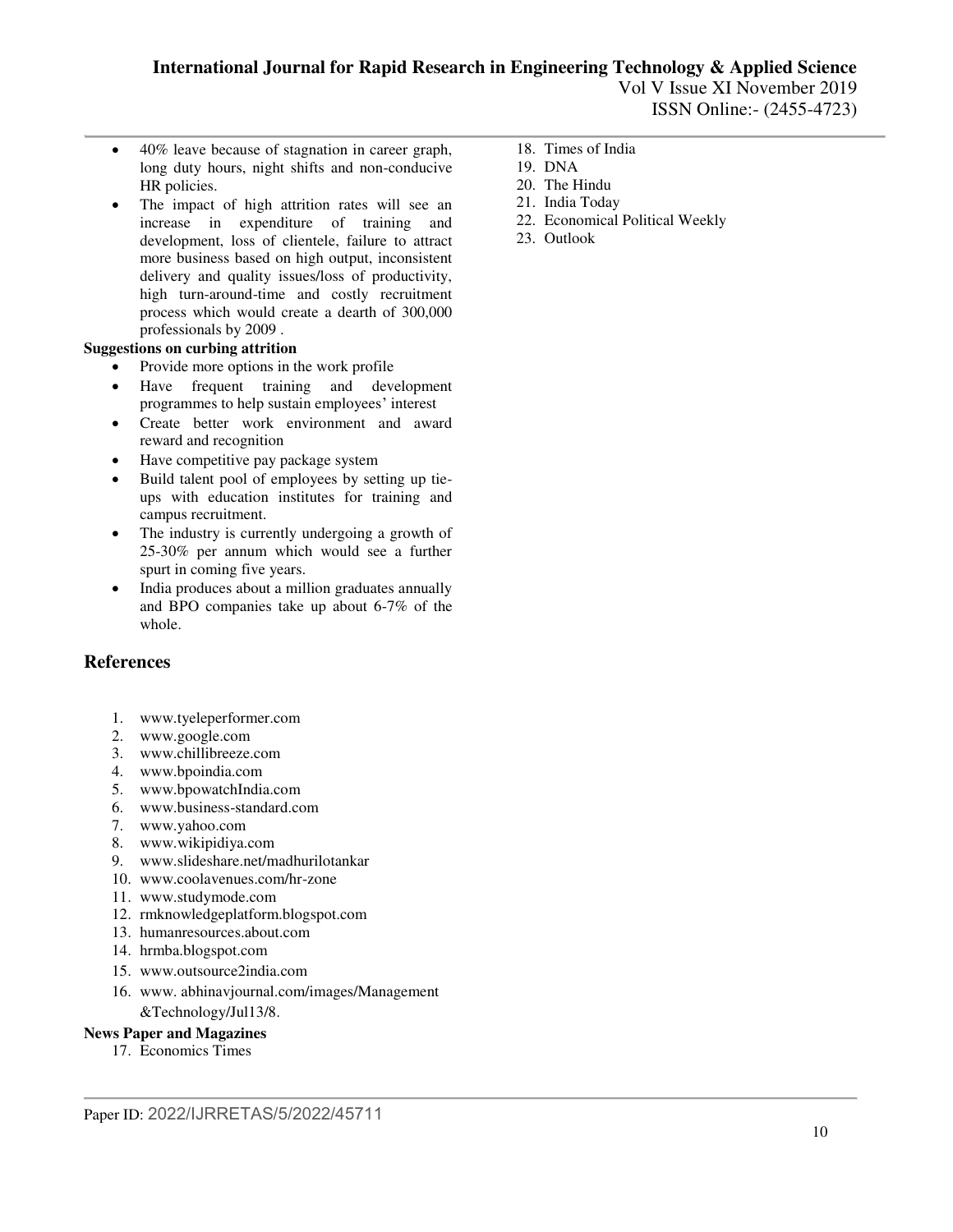- 40% leave because of stagnation in career graph, long duty hours, night shifts and non-conducive HR policies.
- The impact of high attrition rates will see an increase in expenditure of training and development, loss of clientele, failure to attract more business based on high output, inconsistent delivery and quality issues/loss of productivity, high turn-around-time and costly recruitment process which would create a dearth of 300,000 professionals by 2009 .

**Suggestions on curbing attrition**

- Provide more options in the work profile
- Have frequent training and development programmes to help sustain employees' interest
- Create better work environment and award reward and recognition
- Have competitive pay package system
- Build talent pool of employees by setting up tie-ups with education institutes for training and campus recruitment.
- The industry is currently undergoing a growth of 25-30% per annum which would see a further spurt in coming five years.
- India produces about a million graduates annually and BPO companies take up about 6-7% of the whole.

## References

1. www.tyeleperformer.com
2. www.google.com
3. www.chillibreeze.com
4. www.bpoindia.com
5. www.bpowatchIndia.com
6. www.business-standard.com
7. www.yahoo.com
8. www.wikipidiya.com
9. www.slideshare.net/madhurilotankar
10. www.coolavenues.com/hr-zone
11. www.studymode.com
12. rmknowledgeplatform.blogspot.com
13. humanresources.about.com
14. hrmba.blogspot.com
15. www.outsource2india.com
16. www. abhinavjournal.com/images/Management &Technology/Jul13/8.

**News Paper and Magazines**

17. Economics Times
18. Times of India
19. DNA
20. The Hindu
21. India Today
22. Economical Political Weekly
23. Outlook

Paper ID: 2022/IJRRETAS/5/2022/45711